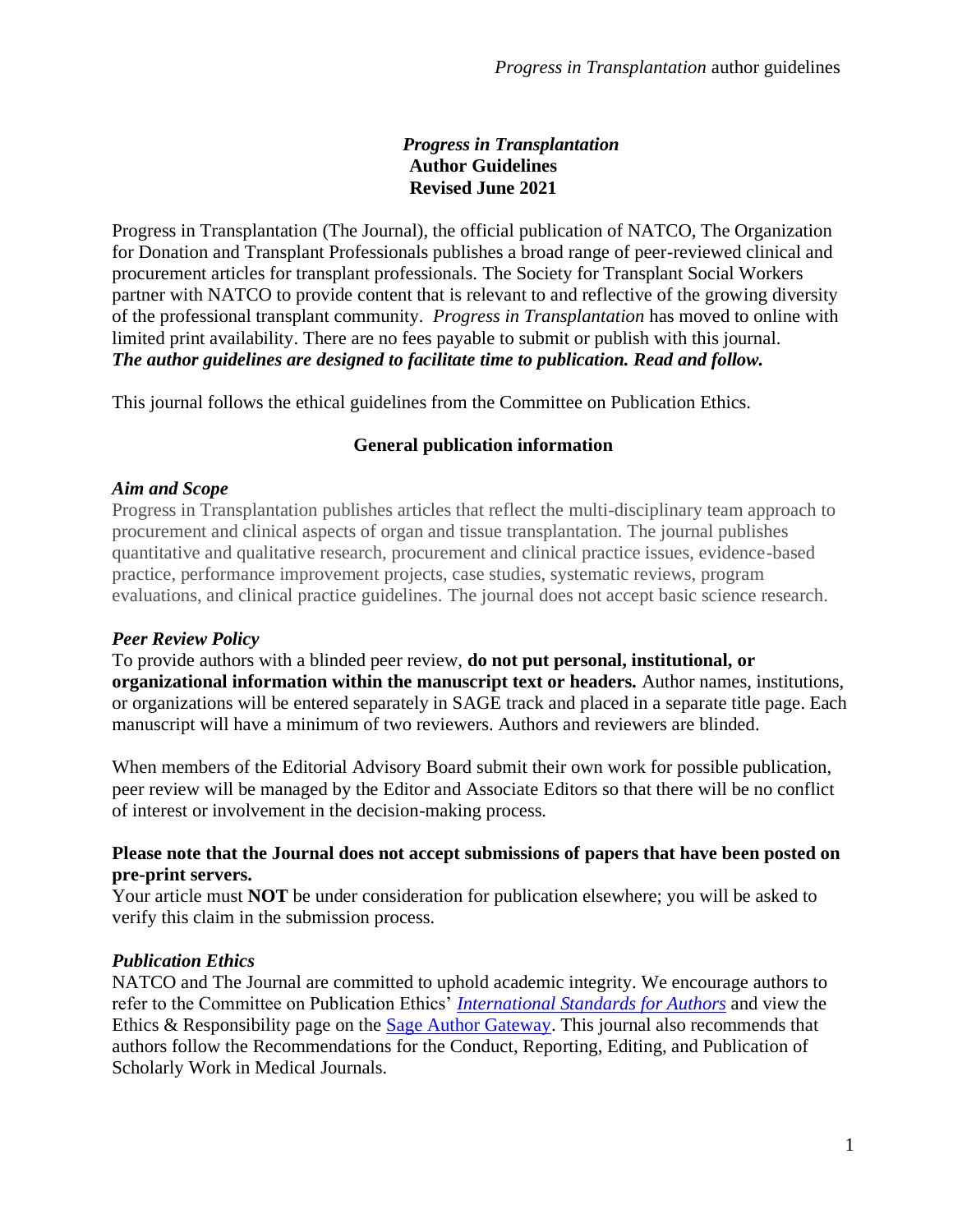# *Progress in Transplantation* Author Guidelines Revised June 2021

Progress in Transplantation (The Journal), the official publication of NATCO, The Organization for Donation and Transplant Professionals publishes a broad range of peer-reviewed clinical and procurement articles for transplant professionals. The Society for Transplant Social Workers partner with NATCO to provide content that is relevant to and reflective of the growing diversity of the professional transplant community. *Progress in Transplantation* has moved to online with limited print availability. There are no fees payable to submit or publish with this journal. ***The author guidelines are designed to facilitate time to publication. Read and follow.***

This journal follows the ethical guidelines from the Committee on Publication Ethics.

## General publication information

### *Aim and Scope*

Progress in Transplantation publishes articles that reflect the multi-disciplinary team approach to procurement and clinical aspects of organ and tissue transplantation. The journal publishes quantitative and qualitative research, procurement and clinical practice issues, evidence-based practice, performance improvement projects, case studies, systematic reviews, program evaluations, and clinical practice guidelines. The journal does not accept basic science research.

### *Peer Review Policy*

To provide authors with a blinded peer review, **do not put personal, institutional, or organizational information within the manuscript text or headers.** Author names, institutions, or organizations will be entered separately in SAGE track and placed in a separate title page. Each manuscript will have a minimum of two reviewers. Authors and reviewers are blinded.

When members of the Editorial Advisory Board submit their own work for possible publication, peer review will be managed by the Editor and Associate Editors so that there will be no conflict of interest or involvement in the decision-making process.

**Please note that the Journal does not accept submissions of papers that have been posted on pre-print servers.**

Your article must **NOT** be under consideration for publication elsewhere; you will be asked to verify this claim in the submission process.

### *Publication Ethics*

NATCO and The Journal are committed to uphold academic integrity. We encourage authors to refer to the Committee on Publication Ethics' *International Standards for Authors* and view the Ethics & Responsibility page on the Sage Author Gateway. This journal also recommends that authors follow the Recommendations for the Conduct, Reporting, Editing, and Publication of Scholarly Work in Medical Journals.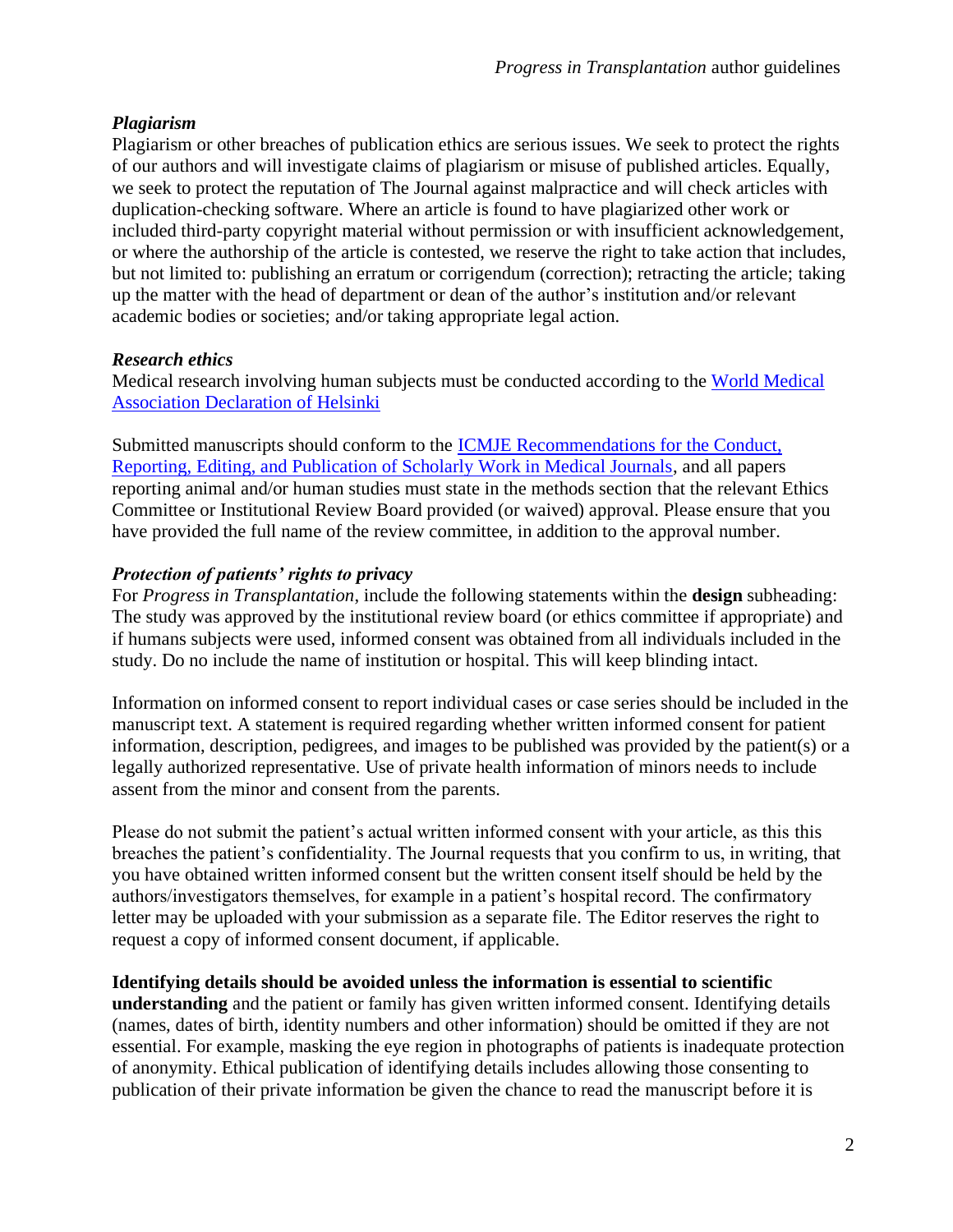### *Plagiarism*

Plagiarism or other breaches of publication ethics are serious issues. We seek to protect the rights of our authors and will investigate claims of plagiarism or misuse of published articles. Equally, we seek to protect the reputation of The Journal against malpractice and will check articles with duplication-checking software. Where an article is found to have plagiarized other work or included third-party copyright material without permission or with insufficient acknowledgement, or where the authorship of the article is contested, we reserve the right to take action that includes, but not limited to: publishing an erratum or corrigendum (correction); retracting the article; taking up the matter with the head of department or dean of the author's institution and/or relevant academic bodies or societies; and/or taking appropriate legal action.

### *Research ethics*

Medical research involving human subjects must be conducted according to the World Medical Association Declaration of Helsinki

Submitted manuscripts should conform to the ICMJE Recommendations for the Conduct, Reporting, Editing, and Publication of Scholarly Work in Medical Journals, and all papers reporting animal and/or human studies must state in the methods section that the relevant Ethics Committee or Institutional Review Board provided (or waived) approval. Please ensure that you have provided the full name of the review committee, in addition to the approval number.

### *Protection of patients' rights to privacy*

For *Progress in Transplantation*, include the following statements within the **design** subheading: The study was approved by the institutional review board (or ethics committee if appropriate) and if humans subjects were used, informed consent was obtained from all individuals included in the study. Do no include the name of institution or hospital. This will keep blinding intact.

Information on informed consent to report individual cases or case series should be included in the manuscript text. A statement is required regarding whether written informed consent for patient information, description, pedigrees, and images to be published was provided by the patient(s) or a legally authorized representative. Use of private health information of minors needs to include assent from the minor and consent from the parents.

Please do not submit the patient's actual written informed consent with your article, as this this breaches the patient's confidentiality. The Journal requests that you confirm to us, in writing, that you have obtained written informed consent but the written consent itself should be held by the authors/investigators themselves, for example in a patient's hospital record. The confirmatory letter may be uploaded with your submission as a separate file. The Editor reserves the right to request a copy of informed consent document, if applicable.

**Identifying details should be avoided unless the information is essential to scientific understanding** and the patient or family has given written informed consent. Identifying details (names, dates of birth, identity numbers and other information) should be omitted if they are not essential. For example, masking the eye region in photographs of patients is inadequate protection of anonymity. Ethical publication of identifying details includes allowing those consenting to publication of their private information be given the chance to read the manuscript before it is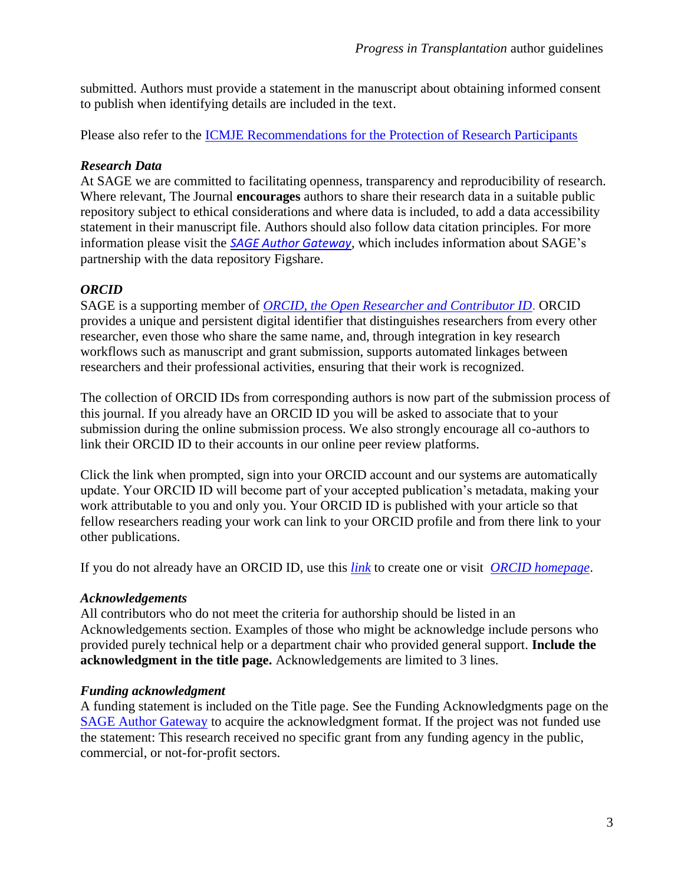submitted. Authors must provide a statement in the manuscript about obtaining informed consent to publish when identifying details are included in the text.

Please also refer to the ICMJE Recommendations for the Protection of Research Participants

### *Research Data*

At SAGE we are committed to facilitating openness, transparency and reproducibility of research. Where relevant, The Journal **encourages** authors to share their research data in a suitable public repository subject to ethical considerations and where data is included, to add a data accessibility statement in their manuscript file. Authors should also follow data citation principles. For more information please visit the *SAGE Author Gateway*, which includes information about SAGE's partnership with the data repository Figshare.

### *ORCID*

SAGE is a supporting member of *ORCID, the Open Researcher and Contributor ID*. ORCID provides a unique and persistent digital identifier that distinguishes researchers from every other researcher, even those who share the same name, and, through integration in key research workflows such as manuscript and grant submission, supports automated linkages between researchers and their professional activities, ensuring that their work is recognized.

The collection of ORCID IDs from corresponding authors is now part of the submission process of this journal. If you already have an ORCID ID you will be asked to associate that to your submission during the online submission process. We also strongly encourage all co-authors to link their ORCID ID to their accounts in our online peer review platforms.

Click the link when prompted, sign into your ORCID account and our systems are automatically update. Your ORCID ID will become part of your accepted publication's metadata, making your work attributable to you and only you. Your ORCID ID is published with your article so that fellow researchers reading your work can link to your ORCID profile and from there link to your other publications.

If you do not already have an ORCID ID, use this *link* to create one or visit *ORCID homepage*.

### *Acknowledgements*

All contributors who do not meet the criteria for authorship should be listed in an Acknowledgements section. Examples of those who might be acknowledge include persons who provided purely technical help or a department chair who provided general support. **Include the acknowledgment in the title page.** Acknowledgements are limited to 3 lines.

### *Funding acknowledgment*

A funding statement is included on the Title page. See the Funding Acknowledgments page on the SAGE Author Gateway to acquire the acknowledgment format. If the project was not funded use the statement: This research received no specific grant from any funding agency in the public, commercial, or not-for-profit sectors.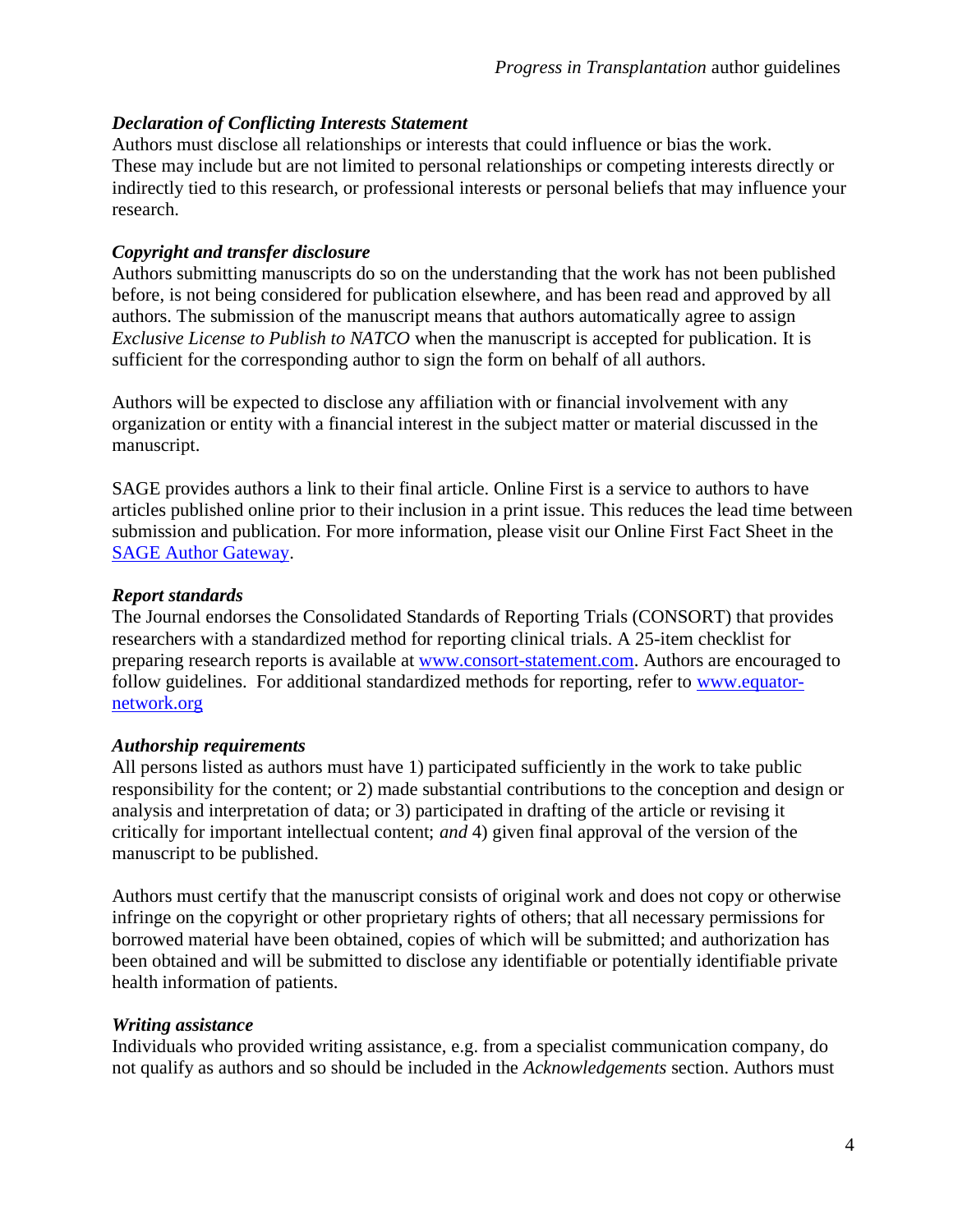### *Declaration of Conflicting Interests Statement*

Authors must disclose all relationships or interests that could influence or bias the work. These may include but are not limited to personal relationships or competing interests directly or indirectly tied to this research, or professional interests or personal beliefs that may influence your research.

### *Copyright and transfer disclosure*

Authors submitting manuscripts do so on the understanding that the work has not been published before, is not being considered for publication elsewhere, and has been read and approved by all authors. The submission of the manuscript means that authors automatically agree to assign *Exclusive License to Publish to NATCO* when the manuscript is accepted for publication. It is sufficient for the corresponding author to sign the form on behalf of all authors.

Authors will be expected to disclose any affiliation with or financial involvement with any organization or entity with a financial interest in the subject matter or material discussed in the manuscript.

SAGE provides authors a link to their final article. Online First is a service to authors to have articles published online prior to their inclusion in a print issue. This reduces the lead time between submission and publication. For more information, please visit our Online First Fact Sheet in the [SAGE Author Gateway](SAGE Author Gateway).

### *Report standards*

The Journal endorses the Consolidated Standards of Reporting Trials (CONSORT) that provides researchers with a standardized method for reporting clinical trials. A 25-item checklist for preparing research reports is available at [www.consort-statement.com](www.consort-statement.com). Authors are encouraged to follow guidelines. For additional standardized methods for reporting, refer to [www.equator-network.org](www.equator-network.org)

### *Authorship requirements*

All persons listed as authors must have 1) participated sufficiently in the work to take public responsibility for the content; or 2) made substantial contributions to the conception and design or analysis and interpretation of data; or 3) participated in drafting of the article or revising it critically for important intellectual content; *and* 4) given final approval of the version of the manuscript to be published.

Authors must certify that the manuscript consists of original work and does not copy or otherwise infringe on the copyright or other proprietary rights of others; that all necessary permissions for borrowed material have been obtained, copies of which will be submitted; and authorization has been obtained and will be submitted to disclose any identifiable or potentially identifiable private health information of patients.

### *Writing assistance*

Individuals who provided writing assistance, e.g. from a specialist communication company, do not qualify as authors and so should be included in the *Acknowledgements* section. Authors must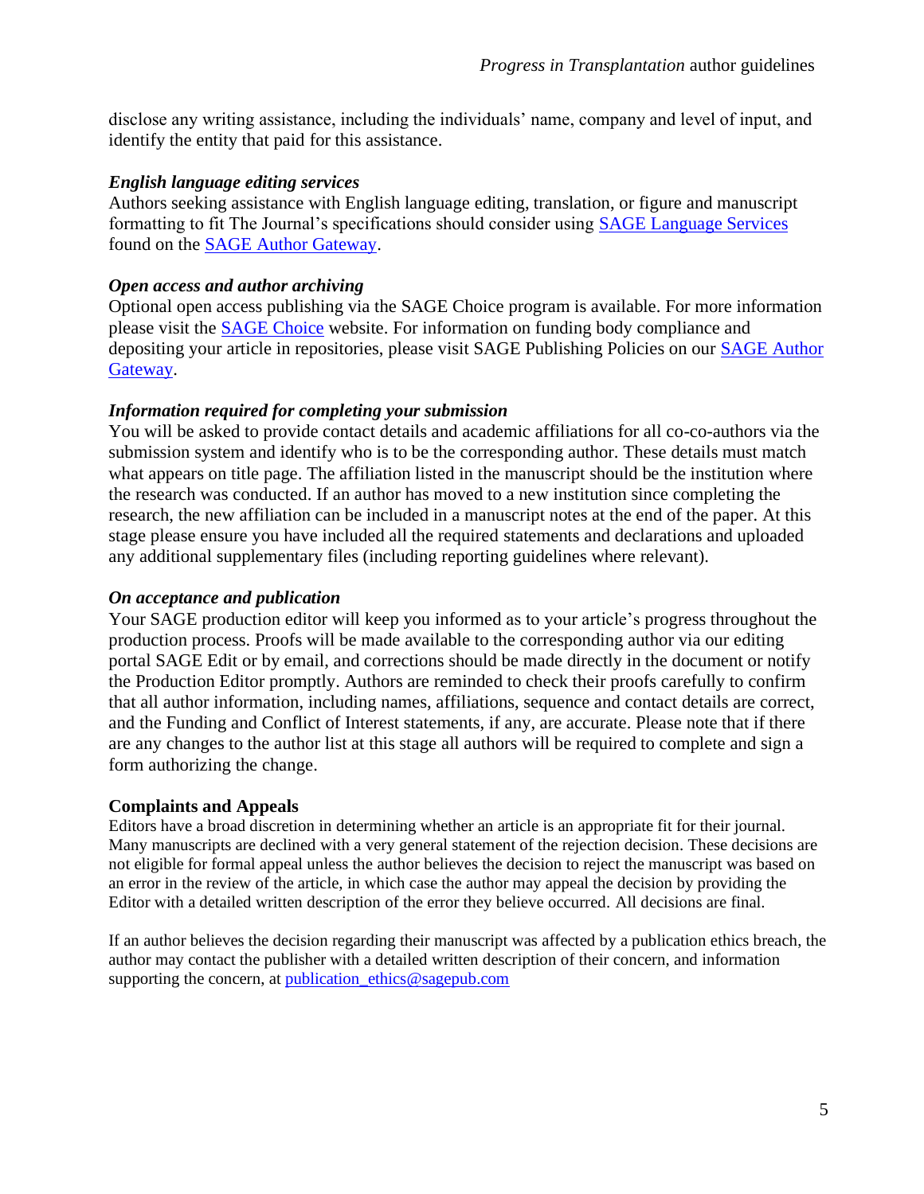disclose any writing assistance, including the individuals' name, company and level of input, and identify the entity that paid for this assistance.

***English language editing services***

Authors seeking assistance with English language editing, translation, or figure and manuscript formatting to fit The Journal's specifications should consider using SAGE Language Services found on the SAGE Author Gateway.

***Open access and author archiving***

Optional open access publishing via the SAGE Choice program is available. For more information please visit the SAGE Choice website. For information on funding body compliance and depositing your article in repositories, please visit SAGE Publishing Policies on our SAGE Author Gateway.

***Information required for completing your submission***

You will be asked to provide contact details and academic affiliations for all co-co-authors via the submission system and identify who is to be the corresponding author. These details must match what appears on title page. The affiliation listed in the manuscript should be the institution where the research was conducted. If an author has moved to a new institution since completing the research, the new affiliation can be included in a manuscript notes at the end of the paper. At this stage please ensure you have included all the required statements and declarations and uploaded any additional supplementary files (including reporting guidelines where relevant).

***On acceptance and publication***

Your SAGE production editor will keep you informed as to your article's progress throughout the production process. Proofs will be made available to the corresponding author via our editing portal SAGE Edit or by email, and corrections should be made directly in the document or notify the Production Editor promptly. Authors are reminded to check their proofs carefully to confirm that all author information, including names, affiliations, sequence and contact details are correct, and the Funding and Conflict of Interest statements, if any, are accurate. Please note that if there are any changes to the author list at this stage all authors will be required to complete and sign a form authorizing the change.

**Complaints and Appeals**

Editors have a broad discretion in determining whether an article is an appropriate fit for their journal. Many manuscripts are declined with a very general statement of the rejection decision. These decisions are not eligible for formal appeal unless the author believes the decision to reject the manuscript was based on an error in the review of the article, in which case the author may appeal the decision by providing the Editor with a detailed written description of the error they believe occurred. All decisions are final.

If an author believes the decision regarding their manuscript was affected by a publication ethics breach, the author may contact the publisher with a detailed written description of their concern, and information supporting the concern, at publication_ethics@sagepub.com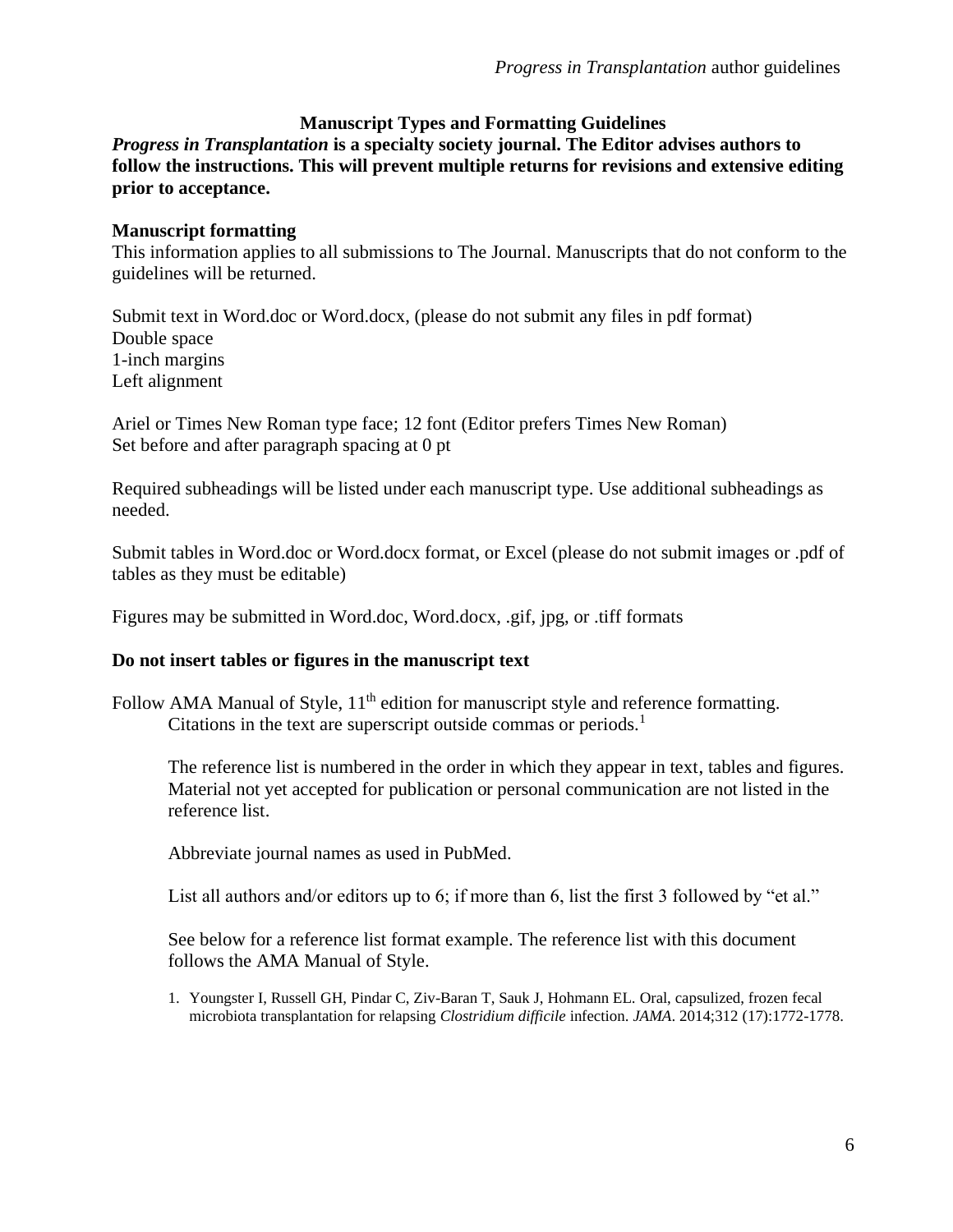## Manuscript Types and Formatting Guidelines

***Progress in Transplantation* is a specialty society journal. The Editor advises authors to follow the instructions. This will prevent multiple returns for revisions and extensive editing prior to acceptance.**

### Manuscript formatting

This information applies to all submissions to The Journal. Manuscripts that do not conform to the guidelines will be returned.

Submit text in Word.doc or Word.docx, (please do not submit any files in pdf format)
Double space
1-inch margins
Left alignment

Ariel or Times New Roman type face; 12 font (Editor prefers Times New Roman)
Set before and after paragraph spacing at 0 pt

Required subheadings will be listed under each manuscript type. Use additional subheadings as needed.

Submit tables in Word.doc or Word.docx format, or Excel (please do not submit images or .pdf of tables as they must be editable)

Figures may be submitted in Word.doc, Word.docx, .gif, jpg, or .tiff formats

**Do not insert tables or figures in the manuscript text**

Follow AMA Manual of Style, 11th edition for manuscript style and reference formatting.
Citations in the text are superscript outside commas or periods.[1]

The reference list is numbered in the order in which they appear in text, tables and figures. Material not yet accepted for publication or personal communication are not listed in the reference list.

Abbreviate journal names as used in PubMed.

List all authors and/or editors up to 6; if more than 6, list the first 3 followed by "et al."

See below for a reference list format example. The reference list with this document follows the AMA Manual of Style.

1. Youngster I, Russell GH, Pindar C, Ziv-Baran T, Sauk J, Hohmann EL. Oral, capsulized, frozen fecal microbiota transplantation for relapsing *Clostridium difficile* infection. *JAMA*. 2014;312 (17):1772-1778.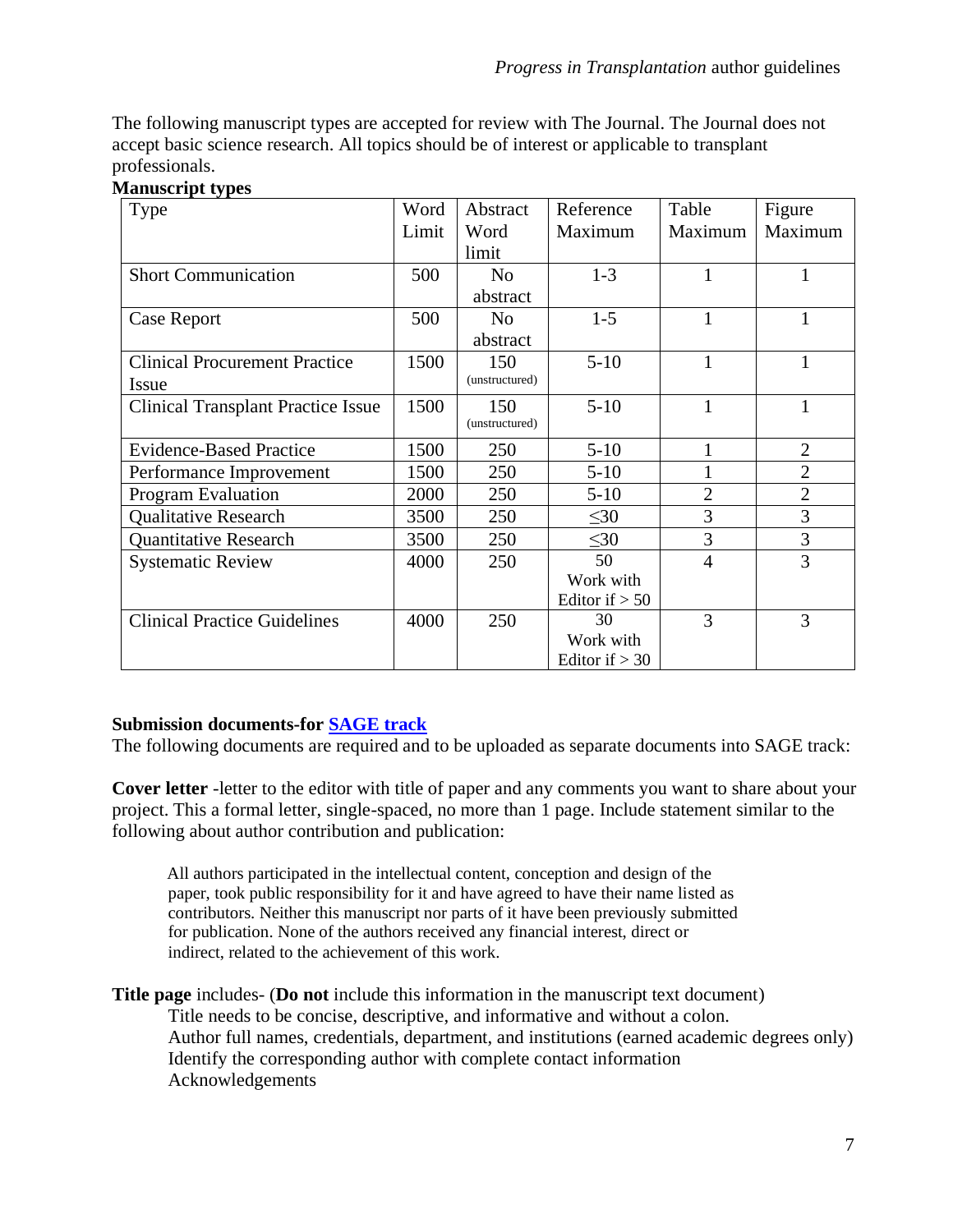The following manuscript types are accepted for review with The Journal. The Journal does not accept basic science research. All topics should be of interest or applicable to transplant professionals.

**Manuscript types**

| Type | Word Limit | Abstract Word limit | Reference Maximum | Table Maximum | Figure Maximum |
|---|---|---|---|---|---|
| Short Communication | 500 | No abstract | 1-3 | 1 | 1 |
| Case Report | 500 | No abstract | 1-5 | 1 | 1 |
| Clinical Procurement Practice Issue | 1500 | 150 (unstructured) | 5-10 | 1 | 1 |
| Clinical Transplant Practice Issue | 1500 | 150 (unstructured) | 5-10 | 1 | 1 |
| Evidence-Based Practice | 1500 | 250 | 5-10 | 1 | 2 |
| Performance Improvement | 1500 | 250 | 5-10 | 1 | 2 |
| Program Evaluation | 2000 | 250 | 5-10 | 2 | 2 |
| Qualitative Research | 3500 | 250 | ≤30 | 3 | 3 |
| Quantitative Research | 3500 | 250 | ≤30 | 3 | 3 |
| Systematic Review | 4000 | 250 | 50 Work with Editor if > 50 | 4 | 3 |
| Clinical Practice Guidelines | 4000 | 250 | 30 Work with Editor if > 30 | 3 | 3 |

**Submission documents-for SAGE track**

The following documents are required and to be uploaded as separate documents into SAGE track:

**Cover letter** -letter to the editor with title of paper and any comments you want to share about your project. This a formal letter, single-spaced, no more than 1 page. Include statement similar to the following about author contribution and publication:

> All authors participated in the intellectual content, conception and design of the paper, took public responsibility for it and have agreed to have their name listed as contributors. Neither this manuscript nor parts of it have been previously submitted for publication. None of the authors received any financial interest, direct or indirect, related to the achievement of this work.

**Title page** includes- (**Do not** include this information in the manuscript text document)

- Title needs to be concise, descriptive, and informative and without a colon.
- Author full names, credentials, department, and institutions (earned academic degrees only)
- Identify the corresponding author with complete contact information
- Acknowledgements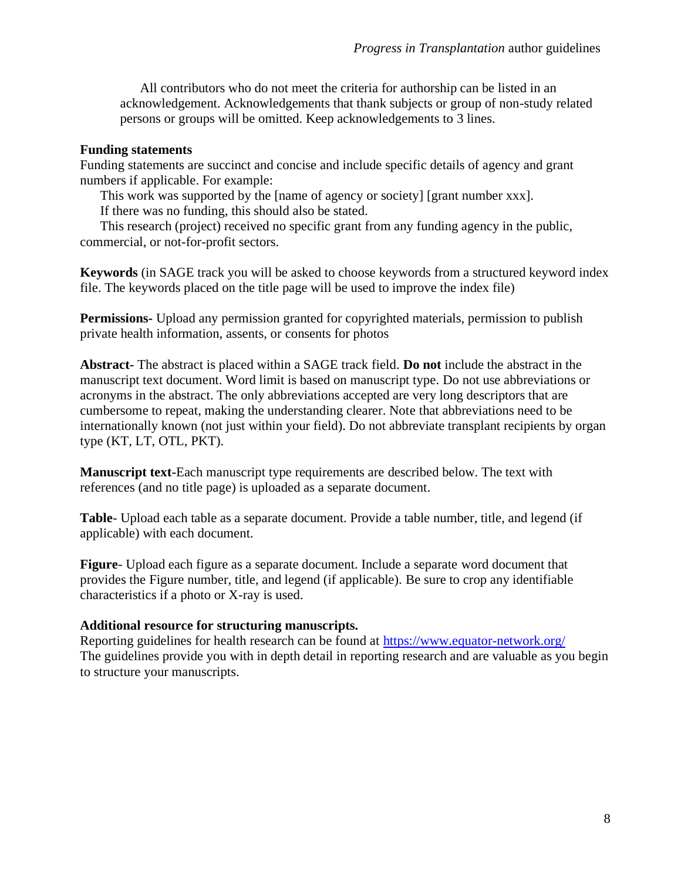All contributors who do not meet the criteria for authorship can be listed in an acknowledgement. Acknowledgements that thank subjects or group of non-study related persons or groups will be omitted. Keep acknowledgements to 3 lines.

**Funding statements**

Funding statements are succinct and concise and include specific details of agency and grant numbers if applicable. For example:

This work was supported by the [name of agency or society] [grant number xxx].

If there was no funding, this should also be stated.

This research (project) received no specific grant from any funding agency in the public, commercial, or not-for-profit sectors.

**Keywords** (in SAGE track you will be asked to choose keywords from a structured keyword index file. The keywords placed on the title page will be used to improve the index file)

**Permissions-** Upload any permission granted for copyrighted materials, permission to publish private health information, assents, or consents for photos

**Abstract-** The abstract is placed within a SAGE track field. **Do not** include the abstract in the manuscript text document. Word limit is based on manuscript type. Do not use abbreviations or acronyms in the abstract. The only abbreviations accepted are very long descriptors that are cumbersome to repeat, making the understanding clearer. Note that abbreviations need to be internationally known (not just within your field). Do not abbreviate transplant recipients by organ type (KT, LT, OTL, PKT).

**Manuscript text-**Each manuscript type requirements are described below. The text with references (and no title page) is uploaded as a separate document.

**Table-** Upload each table as a separate document. Provide a table number, title, and legend (if applicable) with each document.

**Figure-** Upload each figure as a separate document. Include a separate word document that provides the Figure number, title, and legend (if applicable). Be sure to crop any identifiable characteristics if a photo or X-ray is used.

**Additional resource for structuring manuscripts.**

Reporting guidelines for health research can be found at [https://www.equator-network.org/](https://www.equator-network.org/)
The guidelines provide you with in depth detail in reporting research and are valuable as you begin to structure your manuscripts.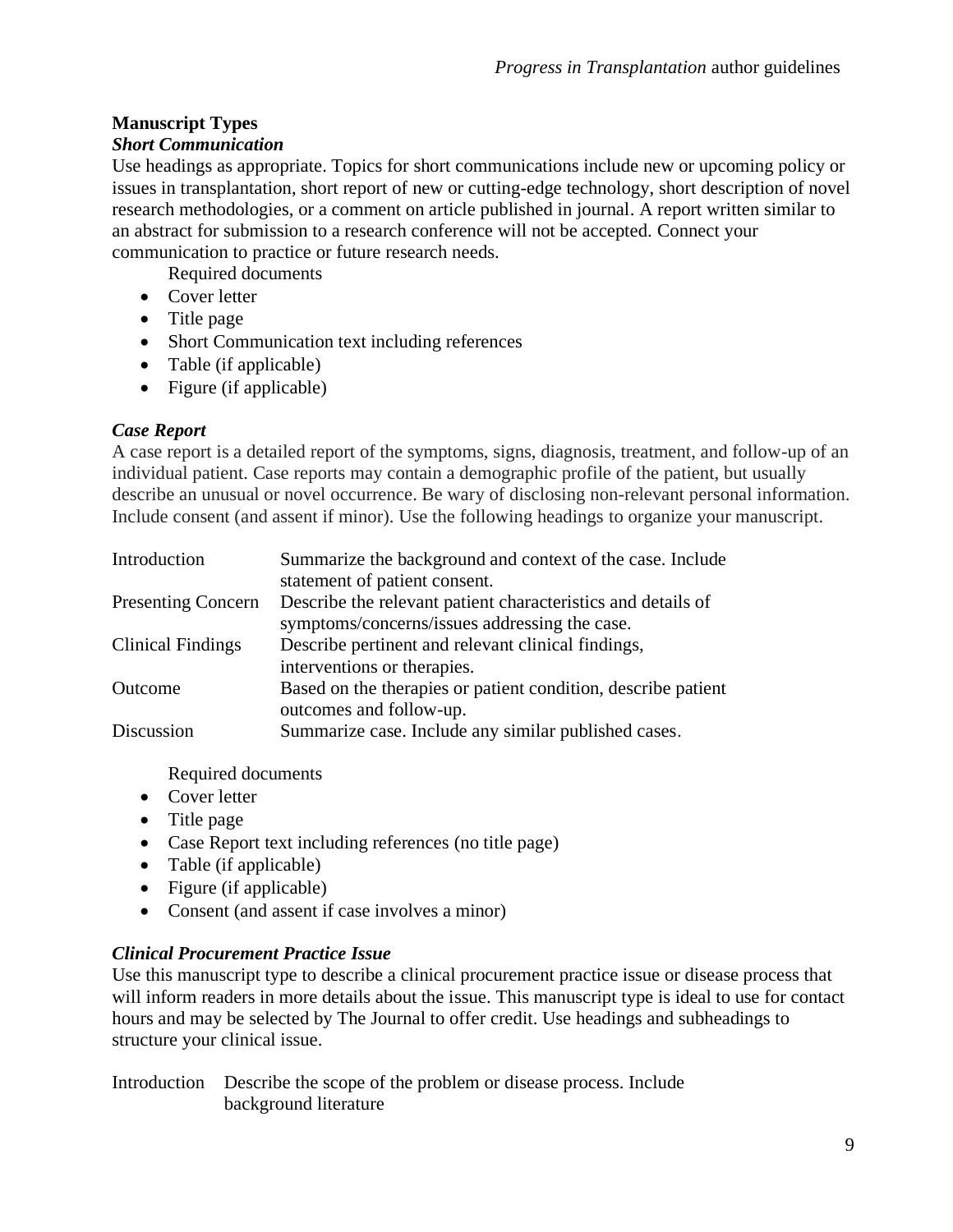### Manuscript Types

#### *Short Communication*

Use headings as appropriate. Topics for short communications include new or upcoming policy or issues in transplantation, short report of new or cutting-edge technology, short description of novel research methodologies, or a comment on article published in journal. A report written similar to an abstract for submission to a research conference will not be accepted. Connect your communication to practice or future research needs.

Required documents

- Cover letter
- Title page
- Short Communication text including references
- Table (if applicable)
- Figure (if applicable)

#### *Case Report*

A case report is a detailed report of the symptoms, signs, diagnosis, treatment, and follow-up of an individual patient. Case reports may contain a demographic profile of the patient, but usually describe an unusual or novel occurrence. Be wary of disclosing non-relevant personal information. Include consent (and assent if minor). Use the following headings to organize your manuscript.

| | |
|---|---|
| Introduction | Summarize the background and context of the case. Include statement of patient consent. |
| Presenting Concern | Describe the relevant patient characteristics and details of symptoms/concerns/issues addressing the case. |
| Clinical Findings | Describe pertinent and relevant clinical findings, interventions or therapies. |
| Outcome | Based on the therapies or patient condition, describe patient outcomes and follow-up. |
| Discussion | Summarize case. Include any similar published cases. |

Required documents

- Cover letter
- Title page
- Case Report text including references (no title page)
- Table (if applicable)
- Figure (if applicable)
- Consent (and assent if case involves a minor)

#### *Clinical Procurement Practice Issue*

Use this manuscript type to describe a clinical procurement practice issue or disease process that will inform readers in more details about the issue. This manuscript type is ideal to use for contact hours and may be selected by The Journal to offer credit. Use headings and subheadings to structure your clinical issue.

| | |
|---|---|
| Introduction | Describe the scope of the problem or disease process. Include background literature |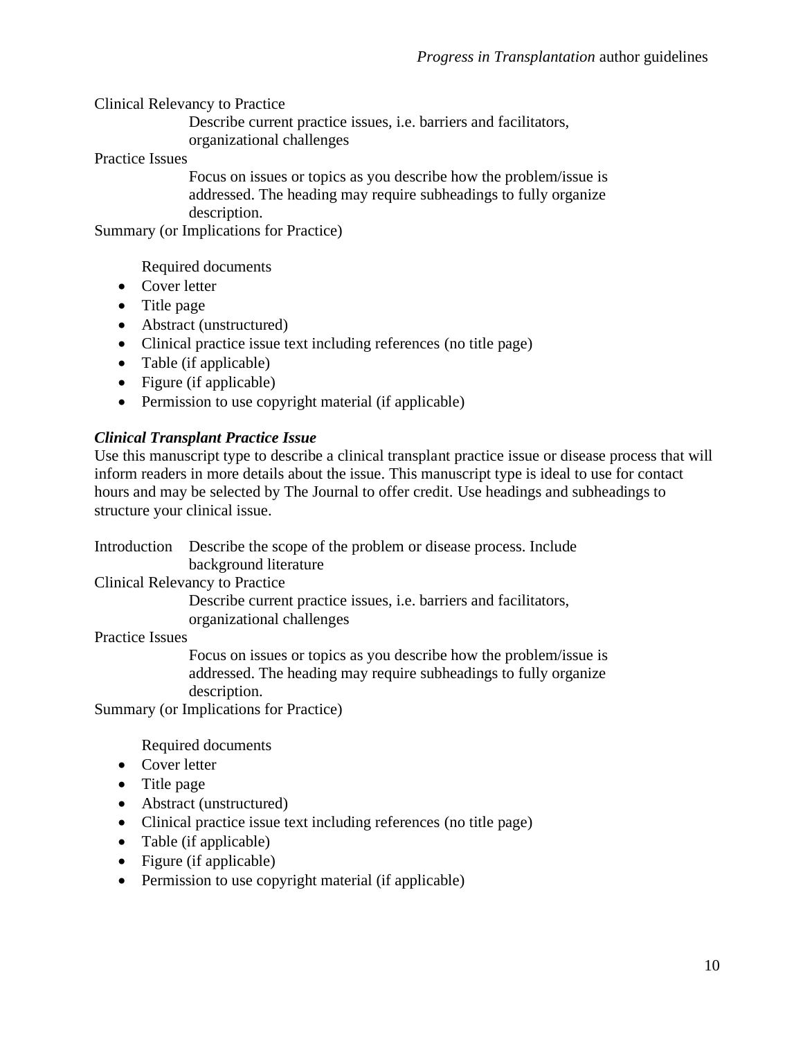Clinical Relevancy to Practice

Describe current practice issues, i.e. barriers and facilitators, organizational challenges

Practice Issues

Focus on issues or topics as you describe how the problem/issue is addressed. The heading may require subheadings to fully organize description.

Summary (or Implications for Practice)

Required documents

- Cover letter
- Title page
- Abstract (unstructured)
- Clinical practice issue text including references (no title page)
- Table (if applicable)
- Figure (if applicable)
- Permission to use copyright material (if applicable)

***Clinical Transplant Practice Issue***

Use this manuscript type to describe a clinical transplant practice issue or disease process that will inform readers in more details about the issue. This manuscript type is ideal to use for contact hours and may be selected by The Journal to offer credit. Use headings and subheadings to structure your clinical issue.

Introduction

Describe the scope of the problem or disease process. Include background literature

Clinical Relevancy to Practice

Describe current practice issues, i.e. barriers and facilitators, organizational challenges

Practice Issues

Focus on issues or topics as you describe how the problem/issue is addressed. The heading may require subheadings to fully organize description.

Summary (or Implications for Practice)

Required documents

- Cover letter
- Title page
- Abstract (unstructured)
- Clinical practice issue text including references (no title page)
- Table (if applicable)
- Figure (if applicable)
- Permission to use copyright material (if applicable)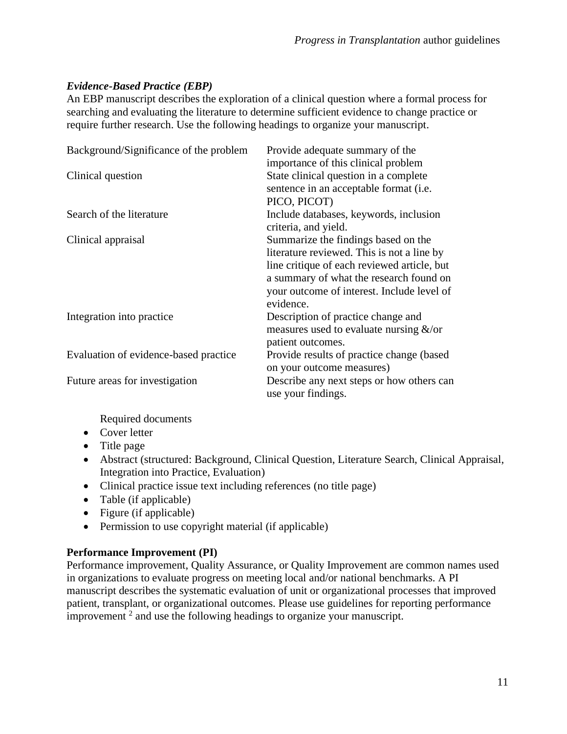*Evidence-Based Practice (EBP)*

An EBP manuscript describes the exploration of a clinical question where a formal process for searching and evaluating the literature to determine sufficient evidence to change practice or require further research. Use the following headings to organize your manuscript.

| | |
|---|---|
| Background/Significance of the problem | Provide adequate summary of the importance of this clinical problem |
| Clinical question | State clinical question in a complete sentence in an acceptable format (i.e. PICO, PICOT) |
| Search of the literature | Include databases, keywords, inclusion criteria, and yield. |
| Clinical appraisal | Summarize the findings based on the literature reviewed. This is not a line by line critique of each reviewed article, but a summary of what the research found on your outcome of interest. Include level of evidence. |
| Integration into practice | Description of practice change and measures used to evaluate nursing &/or patient outcomes. |
| Evaluation of evidence-based practice | Provide results of practice change (based on your outcome measures) |
| Future areas for investigation | Describe any next steps or how others can use your findings. |

Required documents

- Cover letter
- Title page
- Abstract (structured: Background, Clinical Question, Literature Search, Clinical Appraisal, Integration into Practice, Evaluation)
- Clinical practice issue text including references (no title page)
- Table (if applicable)
- Figure (if applicable)
- Permission to use copyright material (if applicable)

**Performance Improvement (PI)**

Performance improvement, Quality Assurance, or Quality Improvement are common names used in organizations to evaluate progress on meeting local and/or national benchmarks. A PI manuscript describes the systematic evaluation of unit or organizational processes that improved patient, transplant, or organizational outcomes. Please use guidelines for reporting performance improvement [2] and use the following headings to organize your manuscript.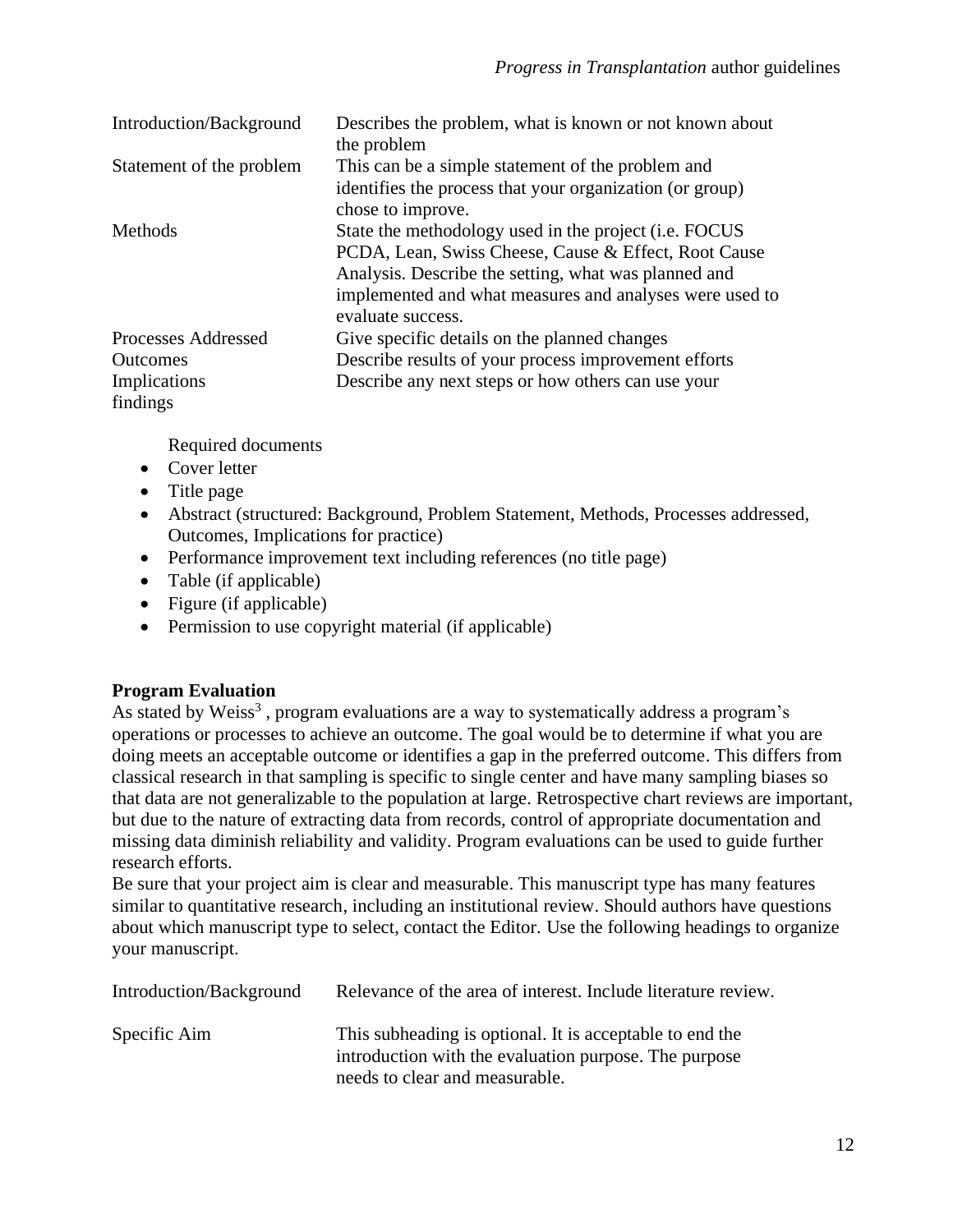| | |
|---|---|
| Introduction/Background | Describes the problem, what is known or not known about the problem |
| Statement of the problem | This can be a simple statement of the problem and identifies the process that your organization (or group) chose to improve. |
| Methods | State the methodology used in the project (i.e. FOCUS PCDA, Lean, Swiss Cheese, Cause & Effect, Root Cause Analysis. Describe the setting, what was planned and implemented and what measures and analyses were used to evaluate success. |
| Processes Addressed | Give specific details on the planned changes |
| Outcomes | Describe results of your process improvement efforts |
| Implications findings | Describe any next steps or how others can use your |

Required documents

- Cover letter
- Title page
- Abstract (structured: Background, Problem Statement, Methods, Processes addressed, Outcomes, Implications for practice)
- Performance improvement text including references (no title page)
- Table (if applicable)
- Figure (if applicable)
- Permission to use copyright material (if applicable)

**Program Evaluation**

As stated by Weiss[3] , program evaluations are a way to systematically address a program's operations or processes to achieve an outcome. The goal would be to determine if what you are doing meets an acceptable outcome or identifies a gap in the preferred outcome. This differs from classical research in that sampling is specific to single center and have many sampling biases so that data are not generalizable to the population at large. Retrospective chart reviews are important, but due to the nature of extracting data from records, control of appropriate documentation and missing data diminish reliability and validity. Program evaluations can be used to guide further research efforts.

Be sure that your project aim is clear and measurable. This manuscript type has many features similar to quantitative research, including an institutional review. Should authors have questions about which manuscript type to select, contact the Editor. Use the following headings to organize your manuscript.

| | |
|---|---|
| Introduction/Background | Relevance of the area of interest. Include literature review. |
| Specific Aim | This subheading is optional. It is acceptable to end the introduction with the evaluation purpose. The purpose needs to clear and measurable. |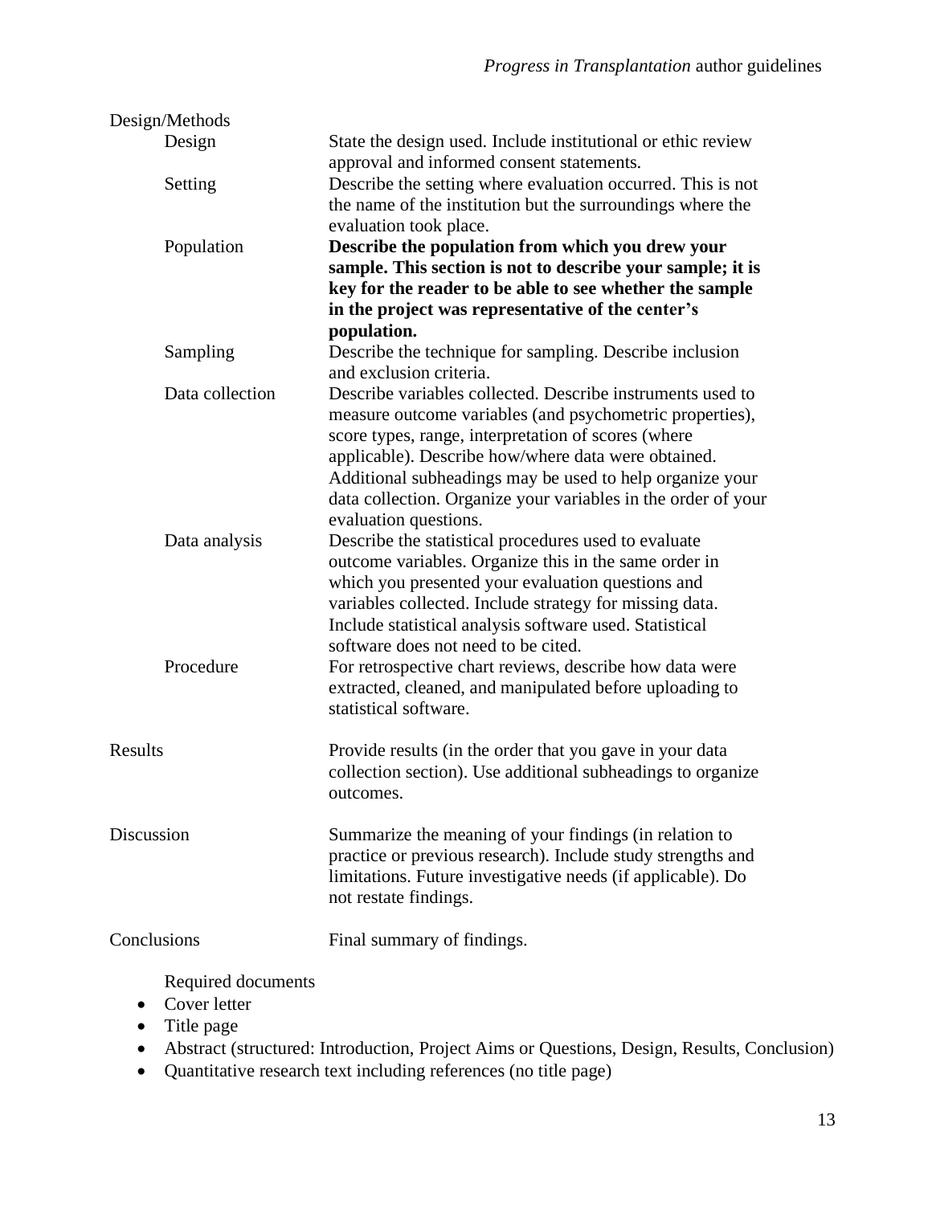| Section | Subsection | Description |
| --- | --- | --- |
| Design/Methods | | |
| | Design | State the design used. Include institutional or ethic review approval and informed consent statements. |
| | Setting | Describe the setting where evaluation occurred. This is not the name of the institution but the surroundings where the evaluation took place. |
| | Population | **Describe the population from which you drew your sample. This section is not to describe your sample; it is key for the reader to be able to see whether the sample in the project was representative of the center's population.** |
| | Sampling | Describe the technique for sampling. Describe inclusion and exclusion criteria. |
| | Data collection | Describe variables collected. Describe instruments used to measure outcome variables (and psychometric properties), score types, range, interpretation of scores (where applicable). Describe how/where data were obtained. Additional subheadings may be used to help organize your data collection. Organize your variables in the order of your evaluation questions. |
| | Data analysis | Describe the statistical procedures used to evaluate outcome variables. Organize this in the same order in which you presented your evaluation questions and variables collected. Include strategy for missing data. Include statistical analysis software used. Statistical software does not need to be cited. |
| | Procedure | For retrospective chart reviews, describe how data were extracted, cleaned, and manipulated before uploading to statistical software. |
| Results | | Provide results (in the order that you gave in your data collection section). Use additional subheadings to organize outcomes. |
| Discussion | | Summarize the meaning of your findings (in relation to practice or previous research). Include study strengths and limitations. Future investigative needs (if applicable). Do not restate findings. |
| Conclusions | | Final summary of findings. |

Required documents

- Cover letter
- Title page
- Abstract (structured: Introduction, Project Aims or Questions, Design, Results, Conclusion)
- Quantitative research text including references (no title page)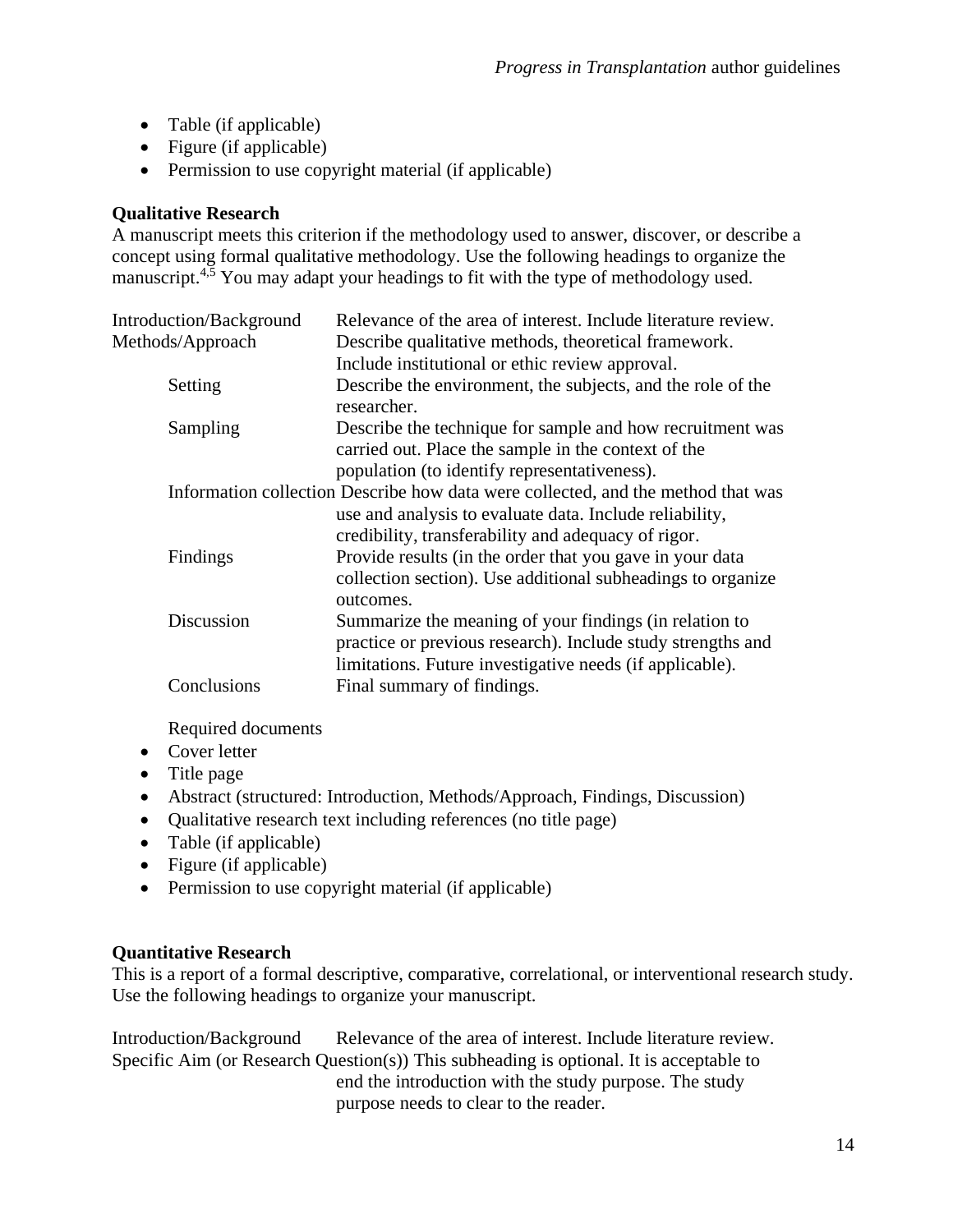- Table (if applicable)
- Figure (if applicable)
- Permission to use copyright material (if applicable)

**Qualitative Research**

A manuscript meets this criterion if the methodology used to answer, discover, or describe a concept using formal qualitative methodology. Use the following headings to organize the manuscript.[4,5] You may adapt your headings to fit with the type of methodology used.

| | |
|---|---|
| Introduction/Background | Relevance of the area of interest. Include literature review. |
| Methods/Approach | Describe qualitative methods, theoretical framework. Include institutional or ethic review approval. |
| Setting | Describe the environment, the subjects, and the role of the researcher. |
| Sampling | Describe the technique for sample and how recruitment was carried out. Place the sample in the context of the population (to identify representativeness). |
| Information collection | Describe how data were collected, and the method that was use and analysis to evaluate data. Include reliability, credibility, transferability and adequacy of rigor. |
| Findings | Provide results (in the order that you gave in your data collection section). Use additional subheadings to organize outcomes. |
| Discussion | Summarize the meaning of your findings (in relation to practice or previous research). Include study strengths and limitations. Future investigative needs (if applicable). |
| Conclusions | Final summary of findings. |

Required documents

- Cover letter
- Title page
- Abstract (structured: Introduction, Methods/Approach, Findings, Discussion)
- Qualitative research text including references (no title page)
- Table (if applicable)
- Figure (if applicable)
- Permission to use copyright material (if applicable)

**Quantitative Research**

This is a report of a formal descriptive, comparative, correlational, or interventional research study. Use the following headings to organize your manuscript.

| | |
|---|---|
| Introduction/Background | Relevance of the area of interest. Include literature review. |
| Specific Aim (or Research Question(s)) | This subheading is optional. It is acceptable to end the introduction with the study purpose. The study purpose needs to clear to the reader. |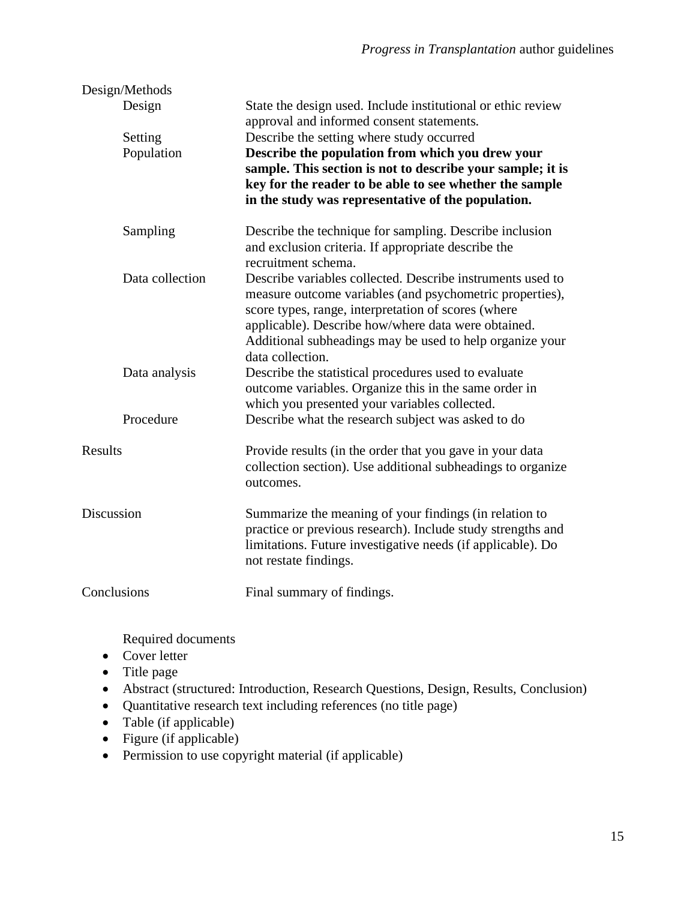| Section | Description |
|---|---|
| Design/Methods | |
| Design | State the design used. Include institutional or ethic review approval and informed consent statements. |
| Setting | Describe the setting where study occurred |
| Population | **Describe the population from which you drew your sample. This section is not to describe your sample; it is key for the reader to be able to see whether the sample in the study was representative of the population.** |
| Sampling | Describe the technique for sampling. Describe inclusion and exclusion criteria. If appropriate describe the recruitment schema. |
| Data collection | Describe variables collected. Describe instruments used to measure outcome variables (and psychometric properties), score types, range, interpretation of scores (where applicable). Describe how/where data were obtained. Additional subheadings may be used to help organize your data collection. |
| Data analysis | Describe the statistical procedures used to evaluate outcome variables. Organize this in the same order in which you presented your variables collected. |
| Procedure | Describe what the research subject was asked to do |
| Results | Provide results (in the order that you gave in your data collection section). Use additional subheadings to organize outcomes. |
| Discussion | Summarize the meaning of your findings (in relation to practice or previous research). Include study strengths and limitations. Future investigative needs (if applicable). Do not restate findings. |
| Conclusions | Final summary of findings. |

Required documents

- Cover letter
- Title page
- Abstract (structured: Introduction, Research Questions, Design, Results, Conclusion)
- Quantitative research text including references (no title page)
- Table (if applicable)
- Figure (if applicable)
- Permission to use copyright material (if applicable)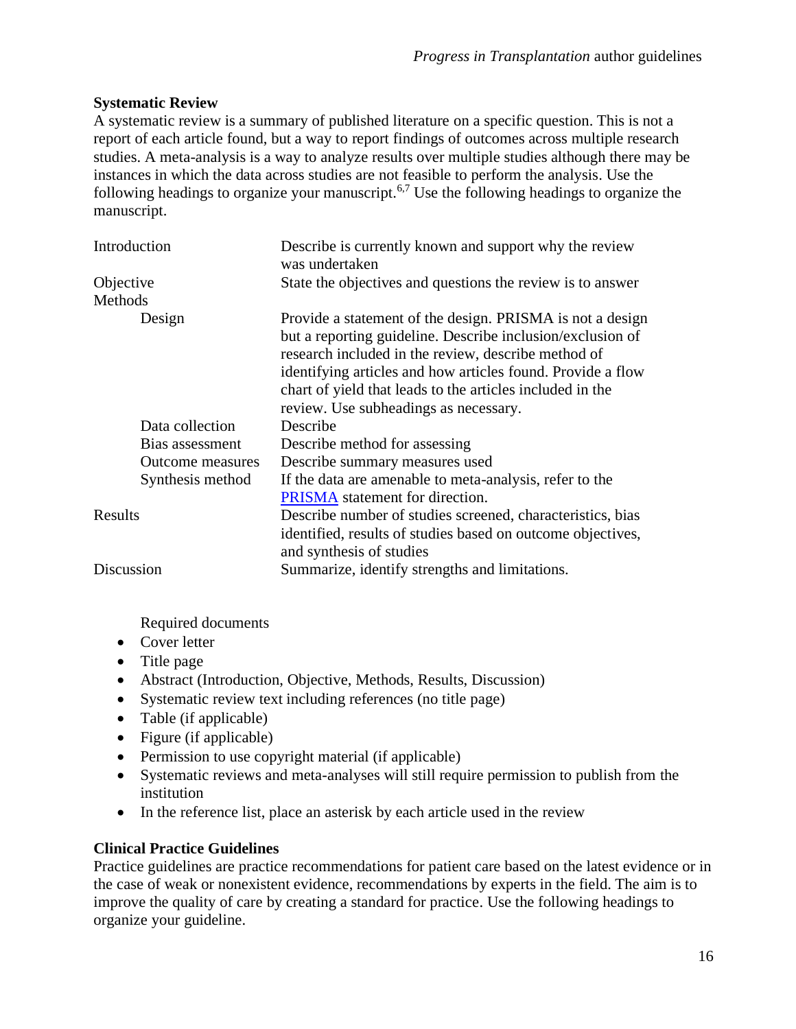**Systematic Review**

A systematic review is a summary of published literature on a specific question. This is not a report of each article found, but a way to report findings of outcomes across multiple research studies. A meta-analysis is a way to analyze results over multiple studies although there may be instances in which the data across studies are not feasible to perform the analysis. Use the following headings to organize your manuscript.[6,7] Use the following headings to organize the manuscript.

| | |
|---|---|
| Introduction | Describe is currently known and support why the review was undertaken |
| Objective | State the objectives and questions the review is to answer |
| Methods | |
| Design | Provide a statement of the design. PRISMA is not a design but a reporting guideline. Describe inclusion/exclusion of research included in the review, describe method of identifying articles and how articles found. Provide a flow chart of yield that leads to the articles included in the review. Use subheadings as necessary. |
| Data collection | Describe |
| Bias assessment | Describe method for assessing |
| Outcome measures | Describe summary measures used |
| Synthesis method | If the data are amenable to meta-analysis, refer to the PRISMA statement for direction. |
| Results | Describe number of studies screened, characteristics, bias identified, results of studies based on outcome objectives, and synthesis of studies |
| Discussion | Summarize, identify strengths and limitations. |

Required documents

- Cover letter
- Title page
- Abstract (Introduction, Objective, Methods, Results, Discussion)
- Systematic review text including references (no title page)
- Table (if applicable)
- Figure (if applicable)
- Permission to use copyright material (if applicable)
- Systematic reviews and meta-analyses will still require permission to publish from the institution
- In the reference list, place an asterisk by each article used in the review

**Clinical Practice Guidelines**

Practice guidelines are practice recommendations for patient care based on the latest evidence or in the case of weak or nonexistent evidence, recommendations by experts in the field. The aim is to improve the quality of care by creating a standard for practice. Use the following headings to organize your guideline.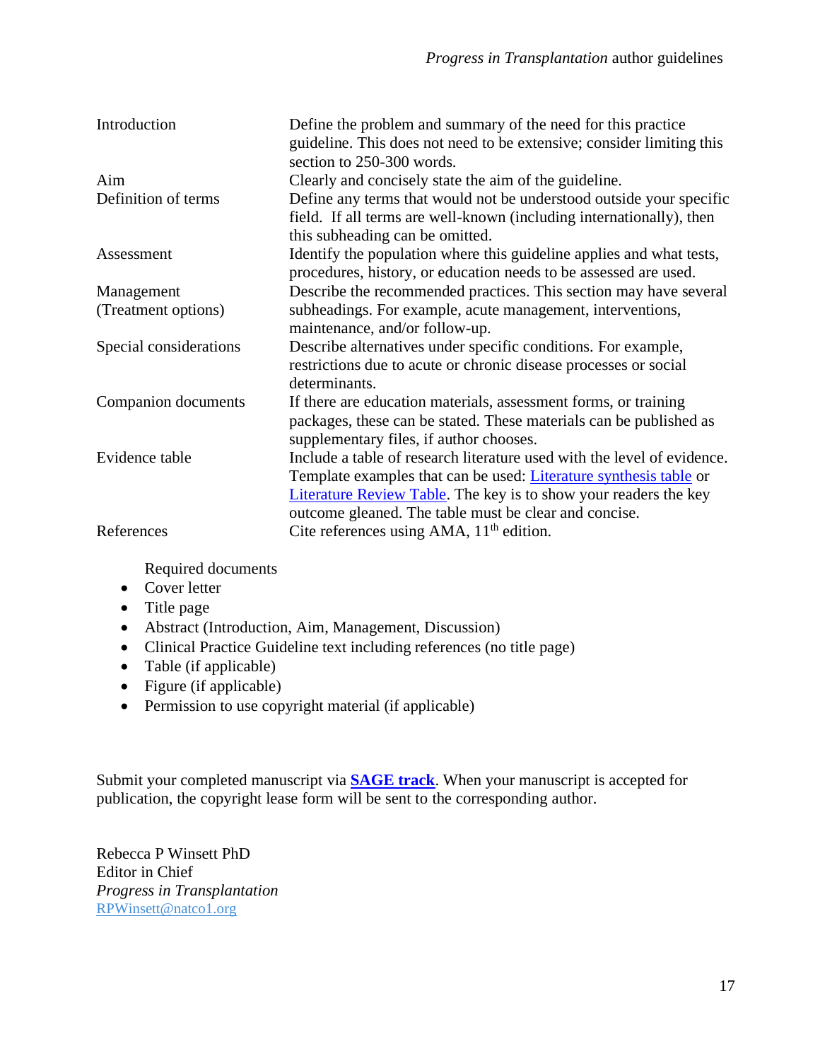| | |
|---|---|
| Introduction | Define the problem and summary of the need for this practice guideline. This does not need to be extensive; consider limiting this section to 250-300 words. |
| Aim | Clearly and concisely state the aim of the guideline. |
| Definition of terms | Define any terms that would not be understood outside your specific field. If all terms are well-known (including internationally), then this subheading can be omitted. |
| Assessment | Identify the population where this guideline applies and what tests, procedures, history, or education needs to be assessed are used. |
| Management (Treatment options) | Describe the recommended practices. This section may have several subheadings. For example, acute management, interventions, maintenance, and/or follow-up. |
| Special considerations | Describe alternatives under specific conditions. For example, restrictions due to acute or chronic disease processes or social determinants. |
| Companion documents | If there are education materials, assessment forms, or training packages, these can be stated. These materials can be published as supplementary files, if author chooses. |
| Evidence table | Include a table of research literature used with the level of evidence. Template examples that can be used: Literature synthesis table or Literature Review Table. The key is to show your readers the key outcome gleaned. The table must be clear and concise. |
| References | Cite references using AMA, 11th edition. |

Required documents

- Cover letter
- Title page
- Abstract (Introduction, Aim, Management, Discussion)
- Clinical Practice Guideline text including references (no title page)
- Table (if applicable)
- Figure (if applicable)
- Permission to use copyright material (if applicable)

Submit your completed manuscript via **SAGE track**. When your manuscript is accepted for publication, the copyright lease form will be sent to the corresponding author.

Rebecca P Winsett PhD  
Editor in Chief  
*Progress in Transplantation*  
RPWinsett@natco1.org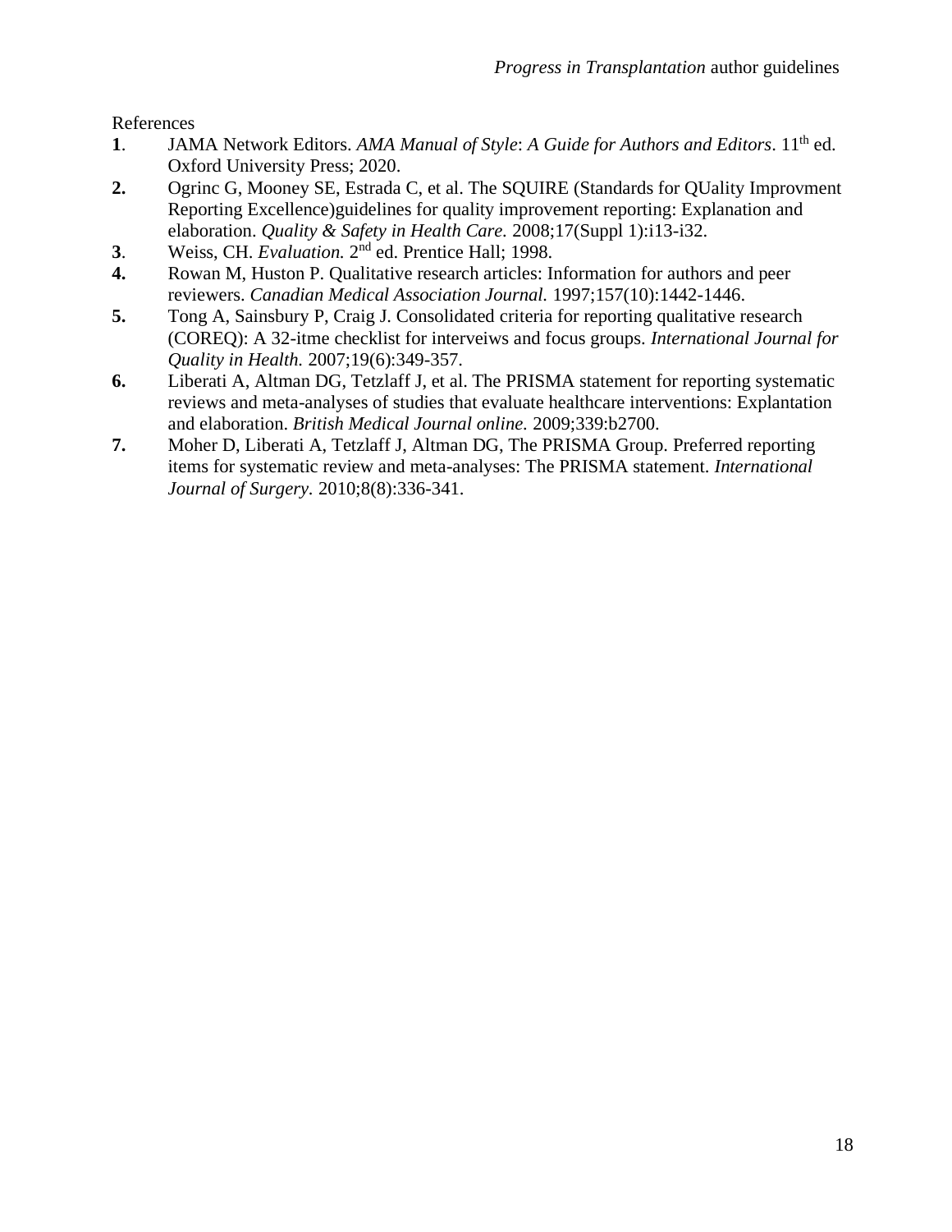References

1. JAMA Network Editors. *AMA Manual of Style*: *A Guide for Authors and Editors*. 11th ed. Oxford University Press; 2020.
2. Ogrinc G, Mooney SE, Estrada C, et al. The SQUIRE (Standards for QUality Improvment Reporting Excellence)guidelines for quality improvement reporting: Explanation and elaboration. *Quality & Safety in Health Care.* 2008;17(Suppl 1):i13-i32.
3. Weiss, CH. *Evaluation.* 2nd ed. Prentice Hall; 1998.
4. Rowan M, Huston P. Qualitative research articles: Information for authors and peer reviewers. *Canadian Medical Association Journal.* 1997;157(10):1442-1446.
5. Tong A, Sainsbury P, Craig J. Consolidated criteria for reporting qualitative research (COREQ): A 32-itme checklist for interveiws and focus groups. *International Journal for Quality in Health.* 2007;19(6):349-357.
6. Liberati A, Altman DG, Tetzlaff J, et al. The PRISMA statement for reporting systematic reviews and meta-analyses of studies that evaluate healthcare interventions: Explantation and elaboration. *British Medical Journal online.* 2009;339:b2700.
7. Moher D, Liberati A, Tetzlaff J, Altman DG, The PRISMA Group. Preferred reporting items for systematic review and meta-analyses: The PRISMA statement. *International Journal of Surgery.* 2010;8(8):336-341.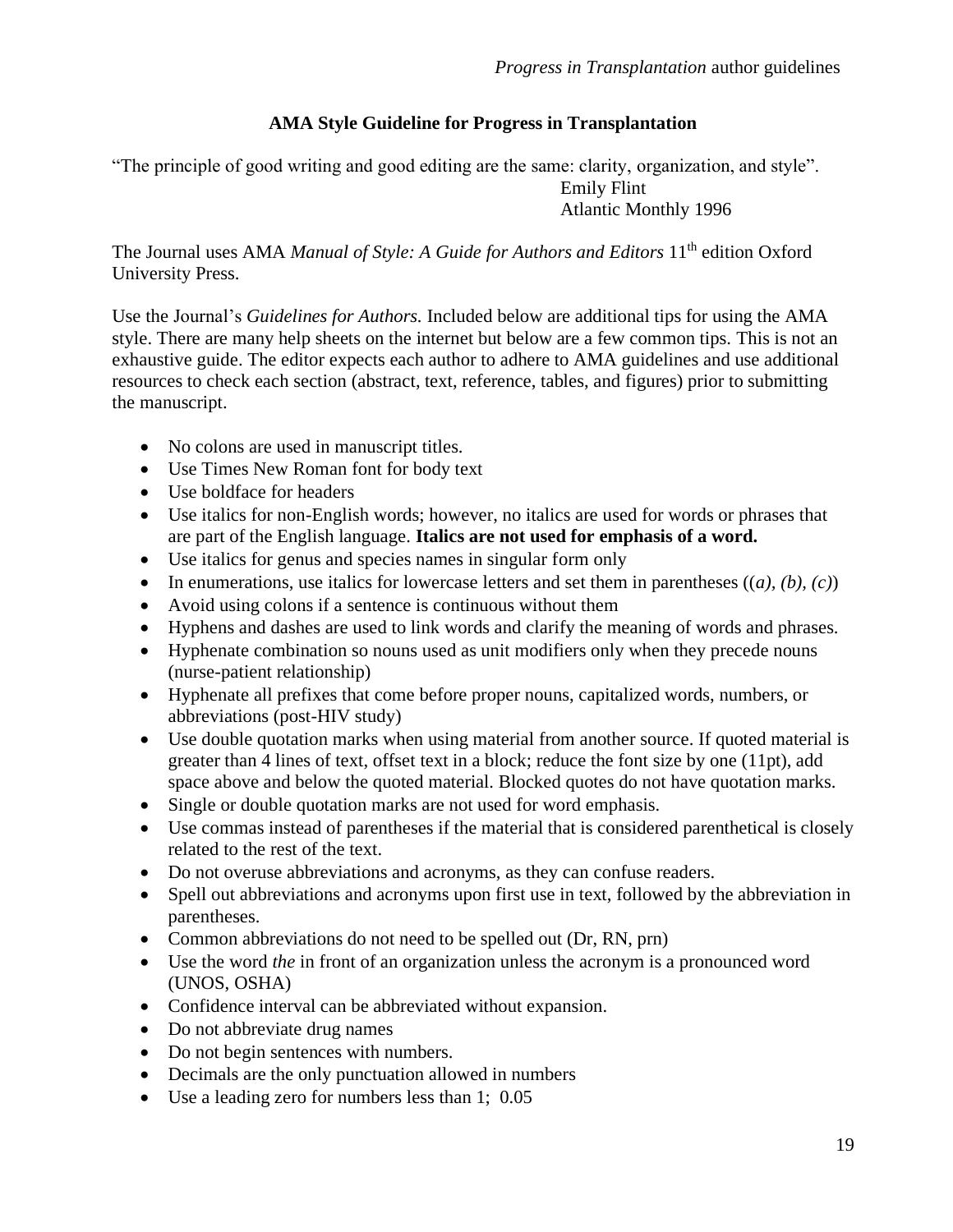**AMA Style Guideline for Progress in Transplantation**

"The principle of good writing and good editing are the same: clarity, organization, and style".

Emily Flint
Atlantic Monthly 1996

The Journal uses AMA *Manual of Style: A Guide for Authors and Editors* 11th edition Oxford University Press.

Use the Journal's *Guidelines for Authors.* Included below are additional tips for using the AMA style. There are many help sheets on the internet but below are a few common tips. This is not an exhaustive guide. The editor expects each author to adhere to AMA guidelines and use additional resources to check each section (abstract, text, reference, tables, and figures) prior to submitting the manuscript.

- No colons are used in manuscript titles.
- Use Times New Roman font for body text
- Use boldface for headers
- Use italics for non-English words; however, no italics are used for words or phrases that are part of the English language. **Italics are not used for emphasis of a word.**
- Use italics for genus and species names in singular form only
- In enumerations, use italics for lowercase letters and set them in parentheses ((*a*), (*b*), (*c*))
- Avoid using colons if a sentence is continuous without them
- Hyphens and dashes are used to link words and clarify the meaning of words and phrases.
- Hyphenate combination so nouns used as unit modifiers only when they precede nouns (nurse-patient relationship)
- Hyphenate all prefixes that come before proper nouns, capitalized words, numbers, or abbreviations (post-HIV study)
- Use double quotation marks when using material from another source. If quoted material is greater than 4 lines of text, offset text in a block; reduce the font size by one (11pt), add space above and below the quoted material. Blocked quotes do not have quotation marks.
- Single or double quotation marks are not used for word emphasis.
- Use commas instead of parentheses if the material that is considered parenthetical is closely related to the rest of the text.
- Do not overuse abbreviations and acronyms, as they can confuse readers.
- Spell out abbreviations and acronyms upon first use in text, followed by the abbreviation in parentheses.
- Common abbreviations do not need to be spelled out (Dr, RN, prn)
- Use the word *the* in front of an organization unless the acronym is a pronounced word (UNOS, OSHA)
- Confidence interval can be abbreviated without expansion.
- Do not abbreviate drug names
- Do not begin sentences with numbers.
- Decimals are the only punctuation allowed in numbers
- Use a leading zero for numbers less than 1; 0.05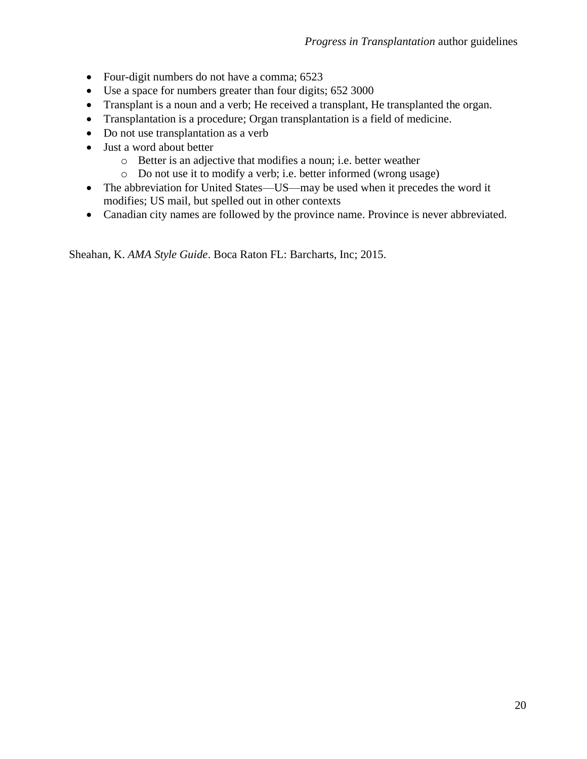- Four-digit numbers do not have a comma; 6523
- Use a space for numbers greater than four digits; 652 3000
- Transplant is a noun and a verb; He received a transplant, He transplanted the organ.
- Transplantation is a procedure; Organ transplantation is a field of medicine.
- Do not use transplantation as a verb
- Just a word about better
  - Better is an adjective that modifies a noun; i.e. better weather
  - Do not use it to modify a verb; i.e. better informed (wrong usage)
- The abbreviation for United States—US—may be used when it precedes the word it modifies; US mail, but spelled out in other contexts
- Canadian city names are followed by the province name. Province is never abbreviated.

Sheahan, K. *AMA Style Guide*. Boca Raton FL: Barcharts, Inc; 2015.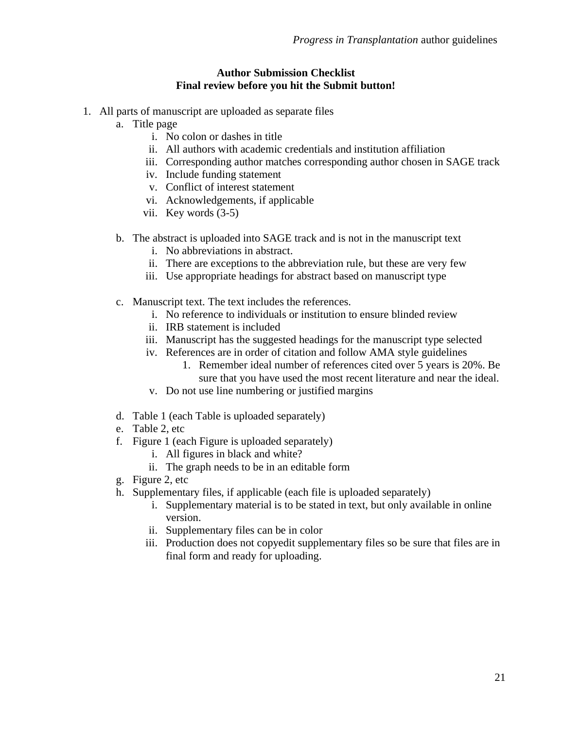**Author Submission Checklist**
**Final review before you hit the Submit button!**

1. All parts of manuscript are uploaded as separate files
   a. Title page
      i. No colon or dashes in title
      ii. All authors with academic credentials and institution affiliation
      iii. Corresponding author matches corresponding author chosen in SAGE track
      iv. Include funding statement
      v. Conflict of interest statement
      vi. Acknowledgements, if applicable
      vii. Key words (3-5)

   b. The abstract is uploaded into SAGE track and is not in the manuscript text
      i. No abbreviations in abstract.
      ii. There are exceptions to the abbreviation rule, but these are very few
      iii. Use appropriate headings for abstract based on manuscript type

   c. Manuscript text. The text includes the references.
      i. No reference to individuals or institution to ensure blinded review
      ii. IRB statement is included
      iii. Manuscript has the suggested headings for the manuscript type selected
      iv. References are in order of citation and follow AMA style guidelines
         1. Remember ideal number of references cited over 5 years is 20%. Be sure that you have used the most recent literature and near the ideal.
      v. Do not use line numbering or justified margins

   d. Table 1 (each Table is uploaded separately)
   e. Table 2, etc
   f. Figure 1 (each Figure is uploaded separately)
      i. All figures in black and white?
      ii. The graph needs to be in an editable form
   g. Figure 2, etc
   h. Supplementary files, if applicable (each file is uploaded separately)
      i. Supplementary material is to be stated in text, but only available in online version.
      ii. Supplementary files can be in color
      iii. Production does not copyedit supplementary files so be sure that files are in final form and ready for uploading.